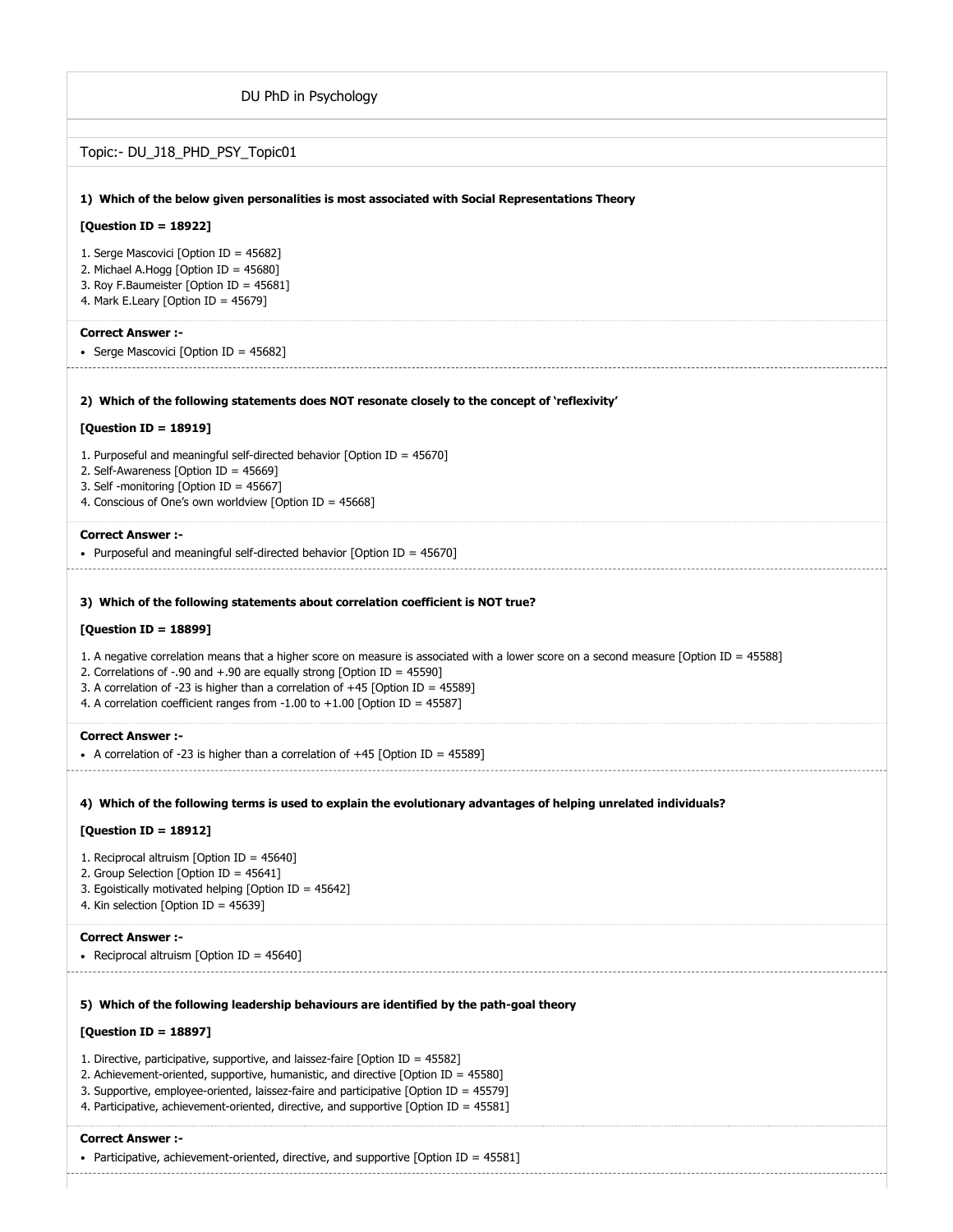DU PhD in Psychology

Topic:- DU_J18_PHD_PSY_Topic01

**1) Which of the below given personalities is most associated with Social Representations Theory**

**[Question ID = 18922]**

1. Serge Mascovici [Option ID = 45682]
2. Michael A.Hogg [Option ID = 45680]
3. Roy F.Baumeister [Option ID = 45681]
4. Mark E.Leary [Option ID = 45679]

**Correct Answer :-**

- Serge Mascovici [Option ID = 45682]

---

**2) Which of the following statements does NOT resonate closely to the concept of 'reflexivity'**

**[Question ID = 18919]**

1. Purposeful and meaningful self-directed behavior [Option ID = 45670]
2. Self-Awareness [Option ID = 45669]
3. Self -monitoring [Option ID = 45667]
4. Conscious of One's own worldview [Option ID = 45668]

**Correct Answer :-**

- Purposeful and meaningful self-directed behavior [Option ID = 45670]

---

**3) Which of the following statements about correlation coefficient is NOT true?**

**[Question ID = 18899]**

1. A negative correlation means that a higher score on measure is associated with a lower score on a second measure [Option ID = 45588]
2. Correlations of -.90 and +.90 are equally strong [Option ID = 45590]
3. A correlation of -23 is higher than a correlation of +45 [Option ID = 45589]
4. A correlation coefficient ranges from -1.00 to +1.00 [Option ID = 45587]

**Correct Answer :-**

- A correlation of -23 is higher than a correlation of +45 [Option ID = 45589]

---

**4) Which of the following terms is used to explain the evolutionary advantages of helping unrelated individuals?**

**[Question ID = 18912]**

1. Reciprocal altruism [Option ID = 45640]
2. Group Selection [Option ID = 45641]
3. Egoistically motivated helping [Option ID = 45642]
4. Kin selection [Option ID = 45639]

**Correct Answer :-**

- Reciprocal altruism [Option ID = 45640]

---

**5) Which of the following leadership behaviours are identified by the path-goal theory**

**[Question ID = 18897]**

1. Directive, participative, supportive, and laissez-faire [Option ID = 45582]
2. Achievement-oriented, supportive, humanistic, and directive [Option ID = 45580]
3. Supportive, employee-oriented, laissez-faire and participative [Option ID = 45579]
4. Participative, achievement-oriented, directive, and supportive [Option ID = 45581]

**Correct Answer :-**

- Participative, achievement-oriented, directive, and supportive [Option ID = 45581]

---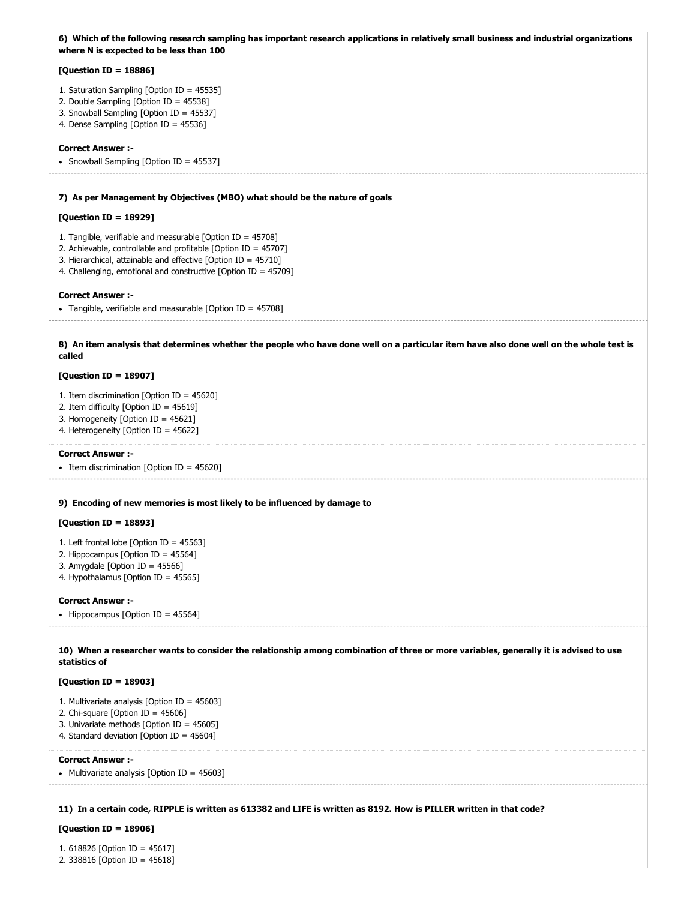**6) Which of the following research sampling has important research applications in relatively small business and industrial organizations where N is expected to be less than 100**

**[Question ID = 18886]**

1. Saturation Sampling [Option ID = 45535]
2. Double Sampling [Option ID = 45538]
3. Snowball Sampling [Option ID = 45537]
4. Dense Sampling [Option ID = 45536]

**Correct Answer :-**

- Snowball Sampling [Option ID = 45537]

---

**7) As per Management by Objectives (MBO) what should be the nature of goals**

**[Question ID = 18929]**

1. Tangible, verifiable and measurable [Option ID = 45708]
2. Achievable, controllable and profitable [Option ID = 45707]
3. Hierarchical, attainable and effective [Option ID = 45710]
4. Challenging, emotional and constructive [Option ID = 45709]

**Correct Answer :-**

- Tangible, verifiable and measurable [Option ID = 45708]

---

**8) An item analysis that determines whether the people who have done well on a particular item have also done well on the whole test is called**

**[Question ID = 18907]**

1. Item discrimination [Option ID = 45620]
2. Item difficulty [Option ID = 45619]
3. Homogeneity [Option ID = 45621]
4. Heterogeneity [Option ID = 45622]

**Correct Answer :-**

- Item discrimination [Option ID = 45620]

---

**9) Encoding of new memories is most likely to be influenced by damage to**

**[Question ID = 18893]**

1. Left frontal lobe [Option ID = 45563]
2. Hippocampus [Option ID = 45564]
3. Amygdale [Option ID = 45566]
4. Hypothalamus [Option ID = 45565]

**Correct Answer :-**

- Hippocampus [Option ID = 45564]

---

**10) When a researcher wants to consider the relationship among combination of three or more variables, generally it is advised to use statistics of**

**[Question ID = 18903]**

1. Multivariate analysis [Option ID = 45603]
2. Chi-square [Option ID = 45606]
3. Univariate methods [Option ID = 45605]
4. Standard deviation [Option ID = 45604]

**Correct Answer :-**

- Multivariate analysis [Option ID = 45603]

---

**11) In a certain code, RIPPLE is written as 613382 and LIFE is written as 8192. How is PILLER written in that code?**

**[Question ID = 18906]**

1. 618826 [Option ID = 45617]
2. 338816 [Option ID = 45618]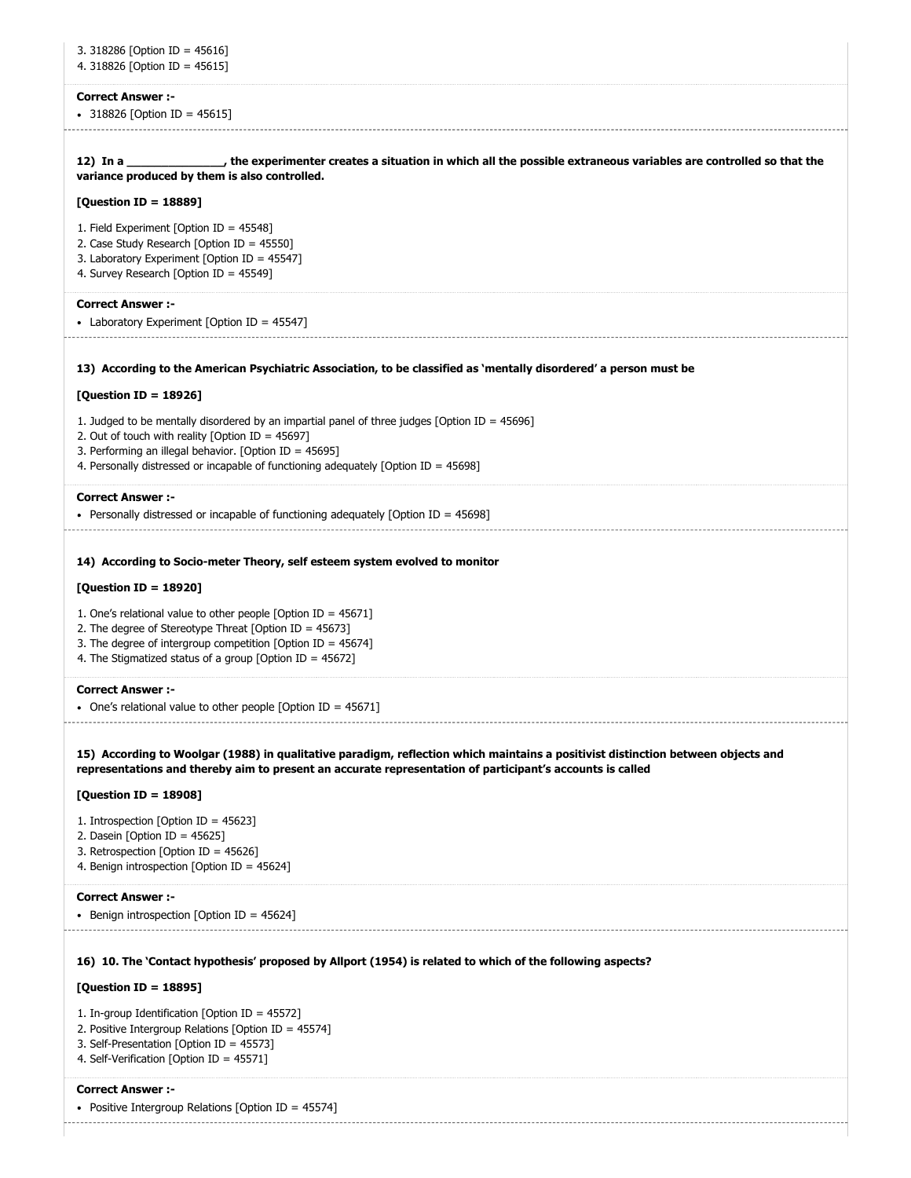3. 318286 [Option ID = 45616]
4. 318826 [Option ID = 45615]

**Correct Answer :-**

- 318826 [Option ID = 45615]

**12) In a _______________, the experimenter creates a situation in which all the possible extraneous variables are controlled so that the variance produced by them is also controlled.**

**[Question ID = 18889]**

1. Field Experiment [Option ID = 45548]
2. Case Study Research [Option ID = 45550]
3. Laboratory Experiment [Option ID = 45547]
4. Survey Research [Option ID = 45549]

**Correct Answer :-**

- Laboratory Experiment [Option ID = 45547]

**13) According to the American Psychiatric Association, to be classified as 'mentally disordered' a person must be**

**[Question ID = 18926]**

1. Judged to be mentally disordered by an impartial panel of three judges [Option ID = 45696]
2. Out of touch with reality [Option ID = 45697]
3. Performing an illegal behavior. [Option ID = 45695]
4. Personally distressed or incapable of functioning adequately [Option ID = 45698]

**Correct Answer :-**

- Personally distressed or incapable of functioning adequately [Option ID = 45698]

**14) According to Socio-meter Theory, self esteem system evolved to monitor**

**[Question ID = 18920]**

1. One's relational value to other people [Option ID = 45671]
2. The degree of Stereotype Threat [Option ID = 45673]
3. The degree of intergroup competition [Option ID = 45674]
4. The Stigmatized status of a group [Option ID = 45672]

**Correct Answer :-**

- One's relational value to other people [Option ID = 45671]

**15) According to Woolgar (1988) in qualitative paradigm, reflection which maintains a positivist distinction between objects and representations and thereby aim to present an accurate representation of participant's accounts is called**

**[Question ID = 18908]**

1. Introspection [Option ID = 45623]
2. Dasein [Option ID = 45625]
3. Retrospection [Option ID = 45626]
4. Benign introspection [Option ID = 45624]

**Correct Answer :-**

- Benign introspection [Option ID = 45624]

**16) 10. The 'Contact hypothesis' proposed by Allport (1954) is related to which of the following aspects?**

**[Question ID = 18895]**

1. In-group Identification [Option ID = 45572]
2. Positive Intergroup Relations [Option ID = 45574]
3. Self-Presentation [Option ID = 45573]
4. Self-Verification [Option ID = 45571]

**Correct Answer :-**

- Positive Intergroup Relations [Option ID = 45574]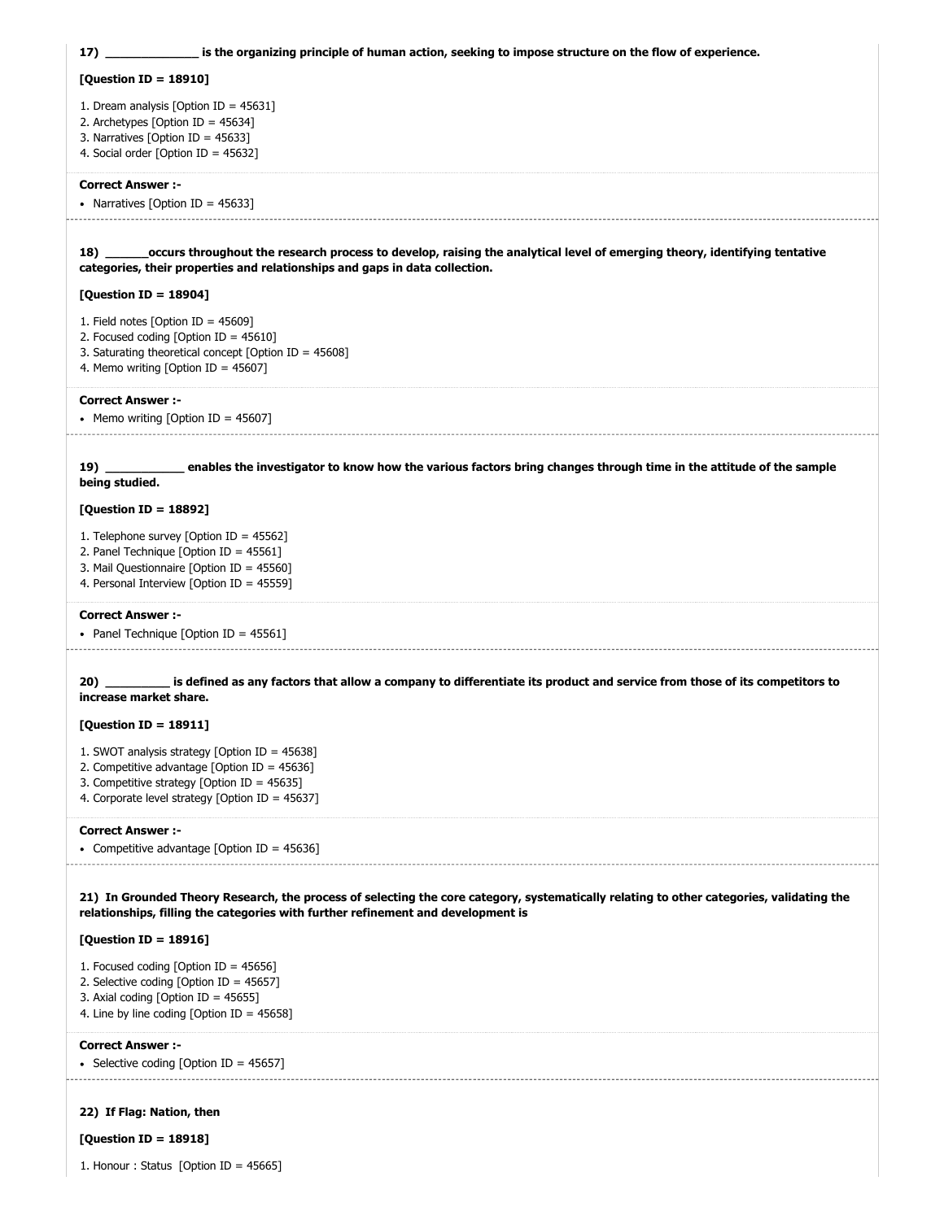**17) ______________ is the organizing principle of human action, seeking to impose structure on the flow of experience.**

**[Question ID = 18910]**

1. Dream analysis [Option ID = 45631]
2. Archetypes [Option ID = 45634]
3. Narratives [Option ID = 45633]
4. Social order [Option ID = 45632]

**Correct Answer :-**

- Narratives [Option ID = 45633]

---

**18) ______occurs throughout the research process to develop, raising the analytical level of emerging theory, identifying tentative categories, their properties and relationships and gaps in data collection.**

**[Question ID = 18904]**

1. Field notes [Option ID = 45609]
2. Focused coding [Option ID = 45610]
3. Saturating theoretical concept [Option ID = 45608]
4. Memo writing [Option ID = 45607]

**Correct Answer :-**

- Memo writing [Option ID = 45607]

---

**19) ____________ enables the investigator to know how the various factors bring changes through time in the attitude of the sample being studied.**

**[Question ID = 18892]**

1. Telephone survey [Option ID = 45562]
2. Panel Technique [Option ID = 45561]
3. Mail Questionnaire [Option ID = 45560]
4. Personal Interview [Option ID = 45559]

**Correct Answer :-**

- Panel Technique [Option ID = 45561]

---

**20) __________ is defined as any factors that allow a company to differentiate its product and service from those of its competitors to increase market share.**

**[Question ID = 18911]**

1. SWOT analysis strategy [Option ID = 45638]
2. Competitive advantage [Option ID = 45636]
3. Competitive strategy [Option ID = 45635]
4. Corporate level strategy [Option ID = 45637]

**Correct Answer :-**

- Competitive advantage [Option ID = 45636]

---

**21) In Grounded Theory Research, the process of selecting the core category, systematically relating to other categories, validating the relationships, filling the categories with further refinement and development is**

**[Question ID = 18916]**

1. Focused coding [Option ID = 45656]
2. Selective coding [Option ID = 45657]
3. Axial coding [Option ID = 45655]
4. Line by line coding [Option ID = 45658]

**Correct Answer :-**

- Selective coding [Option ID = 45657]

---

**22) If Flag: Nation, then**

**[Question ID = 18918]**

1. Honour : Status [Option ID = 45665]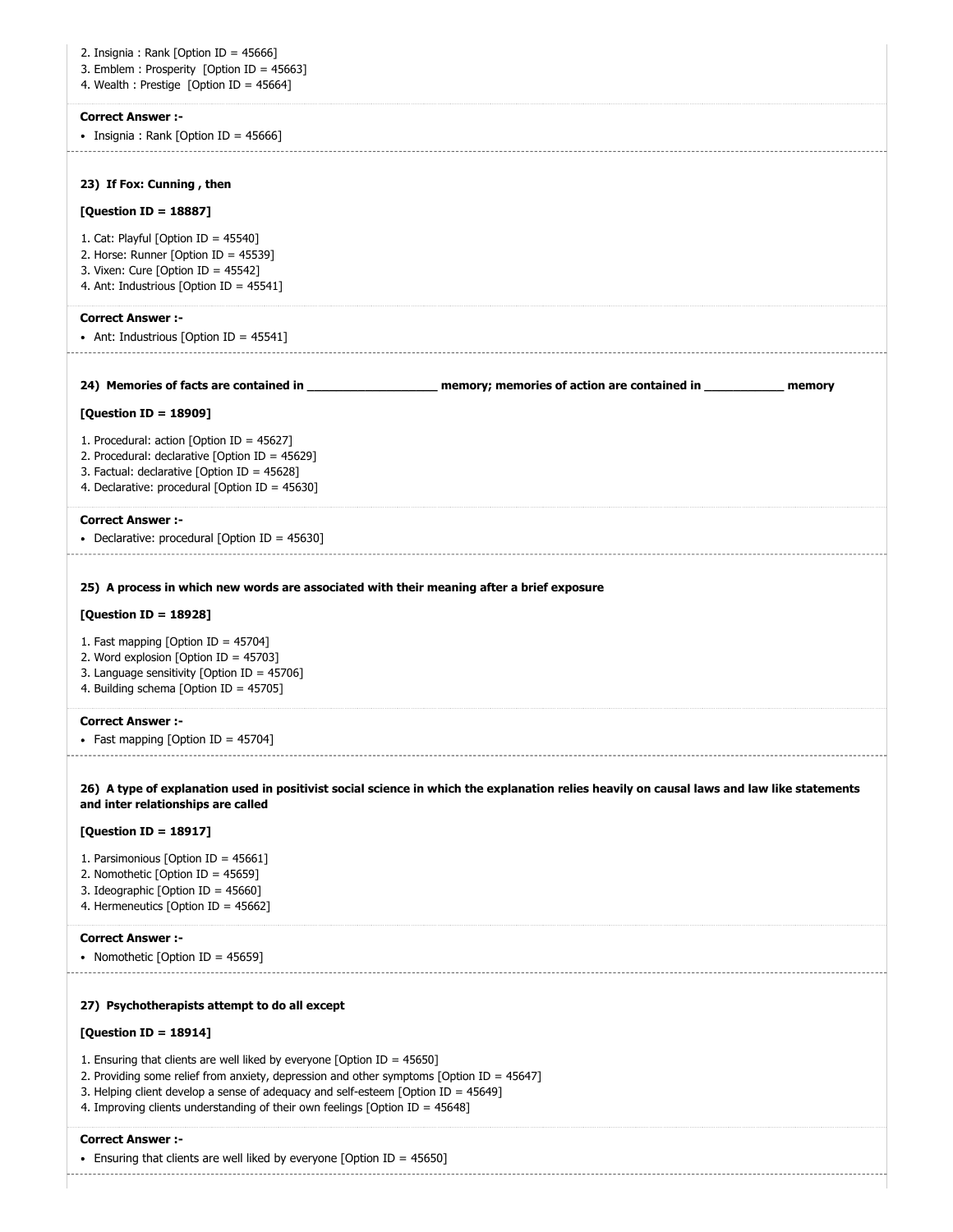2. Insignia : Rank [Option ID = 45666]
3. Emblem : Prosperity [Option ID = 45663]
4. Wealth : Prestige [Option ID = 45664]

**Correct Answer :-**

- Insignia : Rank [Option ID = 45666]

**23) If Fox: Cunning , then**

**[Question ID = 18887]**

1. Cat: Playful [Option ID = 45540]
2. Horse: Runner [Option ID = 45539]
3. Vixen: Cure [Option ID = 45542]
4. Ant: Industrious [Option ID = 45541]

**Correct Answer :-**

- Ant: Industrious [Option ID = 45541]

**24) Memories of facts are contained in ___________________ memory; memories of action are contained in ____________ memory**

**[Question ID = 18909]**

1. Procedural: action [Option ID = 45627]
2. Procedural: declarative [Option ID = 45629]
3. Factual: declarative [Option ID = 45628]
4. Declarative: procedural [Option ID = 45630]

**Correct Answer :-**

- Declarative: procedural [Option ID = 45630]

**25) A process in which new words are associated with their meaning after a brief exposure**

**[Question ID = 18928]**

1. Fast mapping [Option ID = 45704]
2. Word explosion [Option ID = 45703]
3. Language sensitivity [Option ID = 45706]
4. Building schema [Option ID = 45705]

**Correct Answer :-**

- Fast mapping [Option ID = 45704]

**26) A type of explanation used in positivist social science in which the explanation relies heavily on causal laws and law like statements and inter relationships are called**

**[Question ID = 18917]**

1. Parsimonious [Option ID = 45661]
2. Nomothetic [Option ID = 45659]
3. Ideographic [Option ID = 45660]
4. Hermeneutics [Option ID = 45662]

**Correct Answer :-**

- Nomothetic [Option ID = 45659]

**27) Psychotherapists attempt to do all except**

**[Question ID = 18914]**

1. Ensuring that clients are well liked by everyone [Option ID = 45650]
2. Providing some relief from anxiety, depression and other symptoms [Option ID = 45647]
3. Helping client develop a sense of adequacy and self-esteem [Option ID = 45649]
4. Improving clients understanding of their own feelings [Option ID = 45648]

**Correct Answer :-**

- Ensuring that clients are well liked by everyone [Option ID = 45650]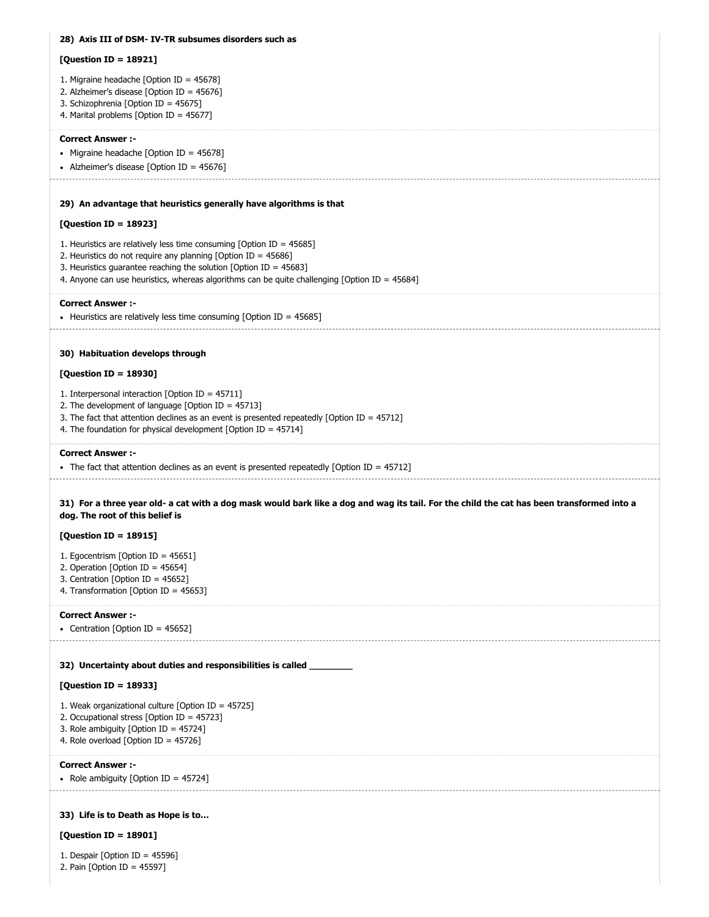**28) Axis III of DSM- IV-TR subsumes disorders such as**

**[Question ID = 18921]**

1. Migraine headache [Option ID = 45678]
2. Alzheimer's disease [Option ID = 45676]
3. Schizophrenia [Option ID = 45675]
4. Marital problems [Option ID = 45677]

**Correct Answer :-**

- Migraine headache [Option ID = 45678]
- Alzheimer's disease [Option ID = 45676]

**29) An advantage that heuristics generally have algorithms is that**

**[Question ID = 18923]**

1. Heuristics are relatively less time consuming [Option ID = 45685]
2. Heuristics do not require any planning [Option ID = 45686]
3. Heuristics guarantee reaching the solution [Option ID = 45683]
4. Anyone can use heuristics, whereas algorithms can be quite challenging [Option ID = 45684]

**Correct Answer :-**

- Heuristics are relatively less time consuming [Option ID = 45685]

**30) Habituation develops through**

**[Question ID = 18930]**

1. Interpersonal interaction [Option ID = 45711]
2. The development of language [Option ID = 45713]
3. The fact that attention declines as an event is presented repeatedly [Option ID = 45712]
4. The foundation for physical development [Option ID = 45714]

**Correct Answer :-**

- The fact that attention declines as an event is presented repeatedly [Option ID = 45712]

**31) For a three year old- a cat with a dog mask would bark like a dog and wag its tail. For the child the cat has been transformed into a dog. The root of this belief is**

**[Question ID = 18915]**

1. Egocentrism [Option ID = 45651]
2. Operation [Option ID = 45654]
3. Centration [Option ID = 45652]
4. Transformation [Option ID = 45653]

**Correct Answer :-**

- Centration [Option ID = 45652]

**32) Uncertainty about duties and responsibilities is called ________**

**[Question ID = 18933]**

1. Weak organizational culture [Option ID = 45725]
2. Occupational stress [Option ID = 45723]
3. Role ambiguity [Option ID = 45724]
4. Role overload [Option ID = 45726]

**Correct Answer :-**

- Role ambiguity [Option ID = 45724]

**33) Life is to Death as Hope is to...**

**[Question ID = 18901]**

1. Despair [Option ID = 45596]
2. Pain [Option ID = 45597]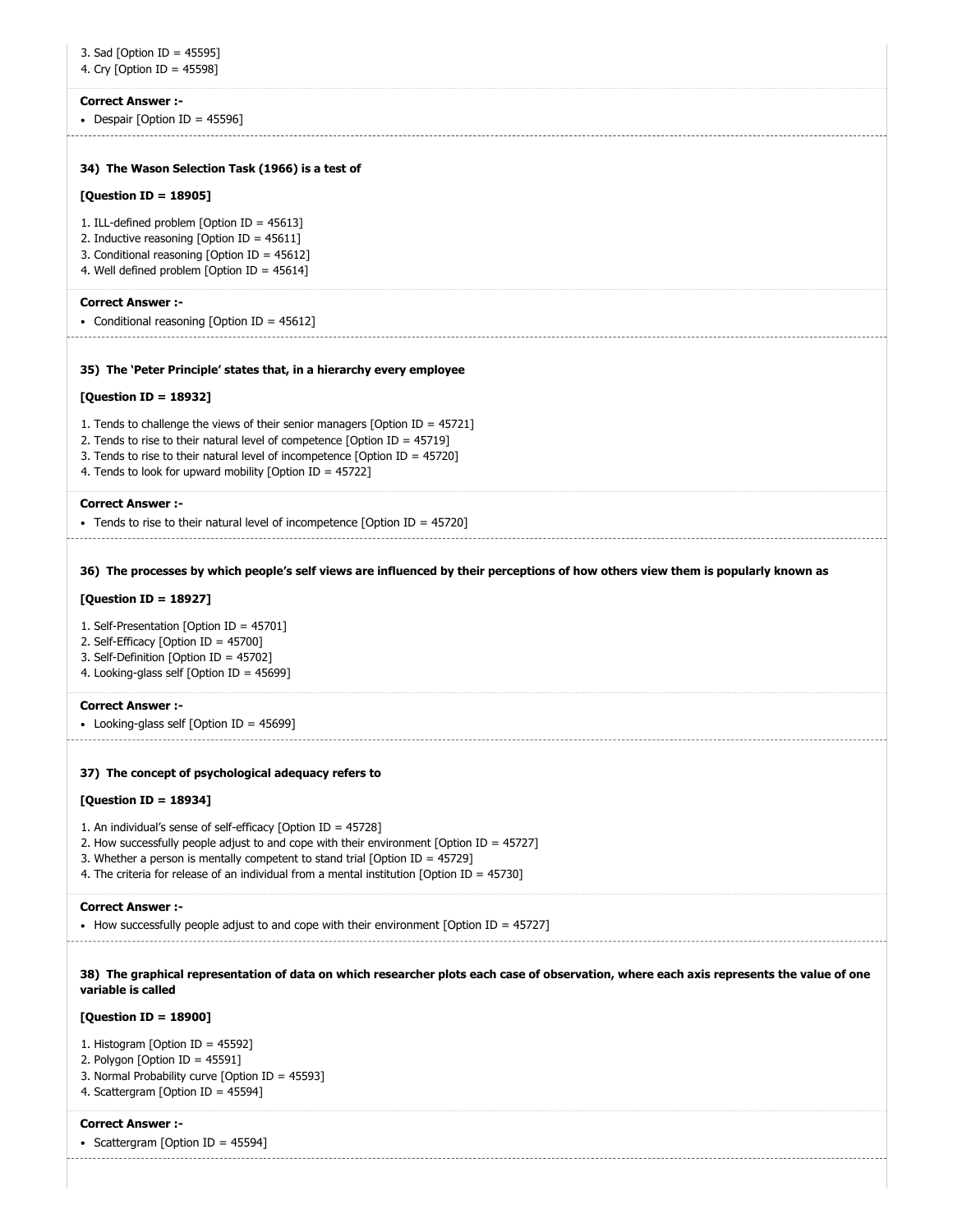3. Sad [Option ID = 45595]
4. Cry [Option ID = 45598]

**Correct Answer :-**

- Despair [Option ID = 45596]

---

**34) The Wason Selection Task (1966) is a test of**

**[Question ID = 18905]**

1. ILL-defined problem [Option ID = 45613]
2. Inductive reasoning [Option ID = 45611]
3. Conditional reasoning [Option ID = 45612]
4. Well defined problem [Option ID = 45614]

**Correct Answer :-**

- Conditional reasoning [Option ID = 45612]

---

**35) The 'Peter Principle' states that, in a hierarchy every employee**

**[Question ID = 18932]**

1. Tends to challenge the views of their senior managers [Option ID = 45721]
2. Tends to rise to their natural level of competence [Option ID = 45719]
3. Tends to rise to their natural level of incompetence [Option ID = 45720]
4. Tends to look for upward mobility [Option ID = 45722]

**Correct Answer :-**

- Tends to rise to their natural level of incompetence [Option ID = 45720]

---

**36) The processes by which people's self views are influenced by their perceptions of how others view them is popularly known as**

**[Question ID = 18927]**

1. Self-Presentation [Option ID = 45701]
2. Self-Efficacy [Option ID = 45700]
3. Self-Definition [Option ID = 45702]
4. Looking-glass self [Option ID = 45699]

**Correct Answer :-**

- Looking-glass self [Option ID = 45699]

---

**37) The concept of psychological adequacy refers to**

**[Question ID = 18934]**

1. An individual's sense of self-efficacy [Option ID = 45728]
2. How successfully people adjust to and cope with their environment [Option ID = 45727]
3. Whether a person is mentally competent to stand trial [Option ID = 45729]
4. The criteria for release of an individual from a mental institution [Option ID = 45730]

**Correct Answer :-**

- How successfully people adjust to and cope with their environment [Option ID = 45727]

---

**38) The graphical representation of data on which researcher plots each case of observation, where each axis represents the value of one variable is called**

**[Question ID = 18900]**

1. Histogram [Option ID = 45592]
2. Polygon [Option ID = 45591]
3. Normal Probability curve [Option ID = 45593]
4. Scattergram [Option ID = 45594]

**Correct Answer :-**

- Scattergram [Option ID = 45594]

---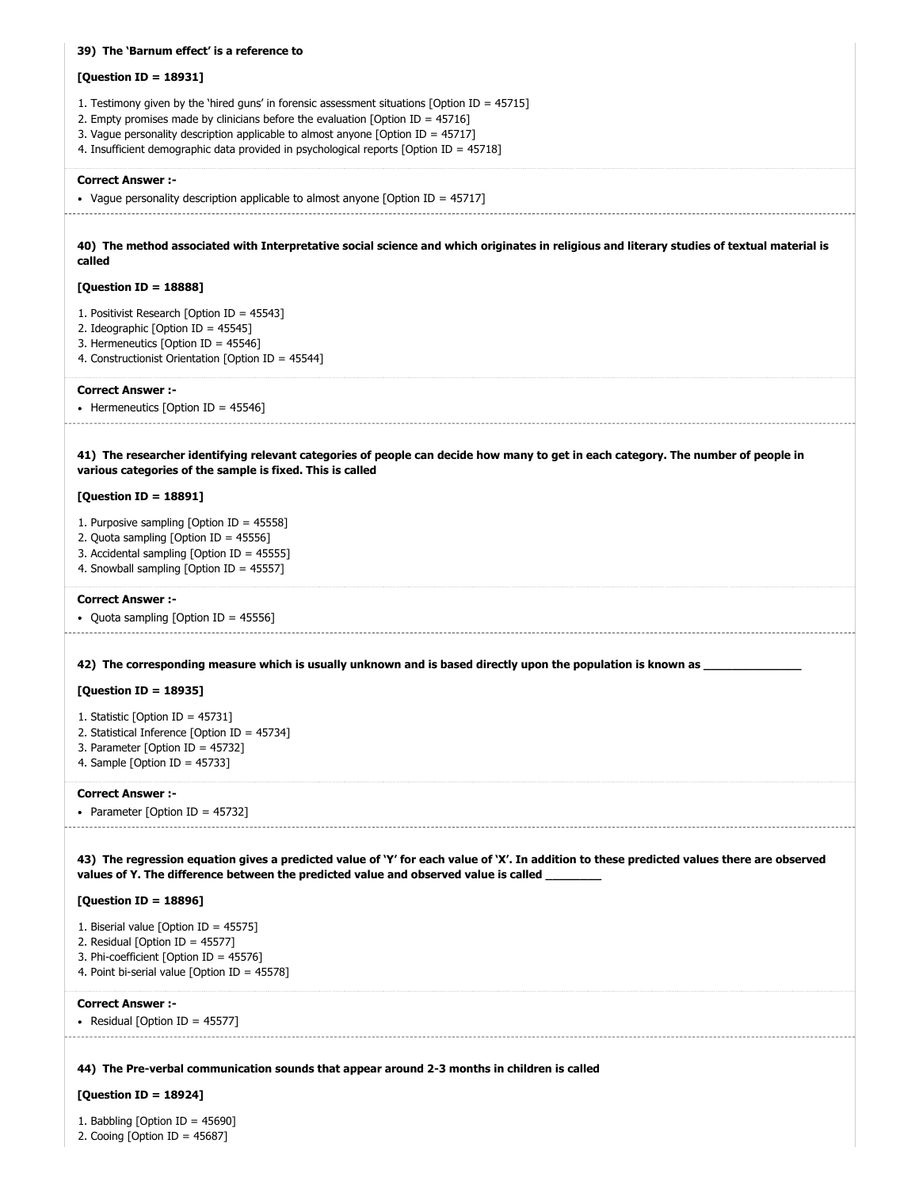**39) The 'Barnum effect' is a reference to**

**[Question ID = 18931]**

1. Testimony given by the 'hired guns' in forensic assessment situations [Option ID = 45715]
2. Empty promises made by clinicians before the evaluation [Option ID = 45716]
3. Vague personality description applicable to almost anyone [Option ID = 45717]
4. Insufficient demographic data provided in psychological reports [Option ID = 45718]

**Correct Answer :-**

- Vague personality description applicable to almost anyone [Option ID = 45717]

---

**40) The method associated with Interpretative social science and which originates in religious and literary studies of textual material is called**

**[Question ID = 18888]**

1. Positivist Research [Option ID = 45543]
2. Ideographic [Option ID = 45545]
3. Hermeneutics [Option ID = 45546]
4. Constructionist Orientation [Option ID = 45544]

**Correct Answer :-**

- Hermeneutics [Option ID = 45546]

---

**41) The researcher identifying relevant categories of people can decide how many to get in each category. The number of people in various categories of the sample is fixed. This is called**

**[Question ID = 18891]**

1. Purposive sampling [Option ID = 45558]
2. Quota sampling [Option ID = 45556]
3. Accidental sampling [Option ID = 45555]
4. Snowball sampling [Option ID = 45557]

**Correct Answer :-**

- Quota sampling [Option ID = 45556]

---

**42) The corresponding measure which is usually unknown and is based directly upon the population is known as _______________**

**[Question ID = 18935]**

1. Statistic [Option ID = 45731]
2. Statistical Inference [Option ID = 45734]
3. Parameter [Option ID = 45732]
4. Sample [Option ID = 45733]

**Correct Answer :-**

- Parameter [Option ID = 45732]

---

**43) The regression equation gives a predicted value of 'Y' for each value of 'X'. In addition to these predicted values there are observed values of Y. The difference between the predicted value and observed value is called _________**

**[Question ID = 18896]**

1. Biserial value [Option ID = 45575]
2. Residual [Option ID = 45577]
3. Phi-coefficient [Option ID = 45576]
4. Point bi-serial value [Option ID = 45578]

**Correct Answer :-**

- Residual [Option ID = 45577]

---

**44) The Pre-verbal communication sounds that appear around 2-3 months in children is called**

**[Question ID = 18924]**

1. Babbling [Option ID = 45690]
2. Cooing [Option ID = 45687]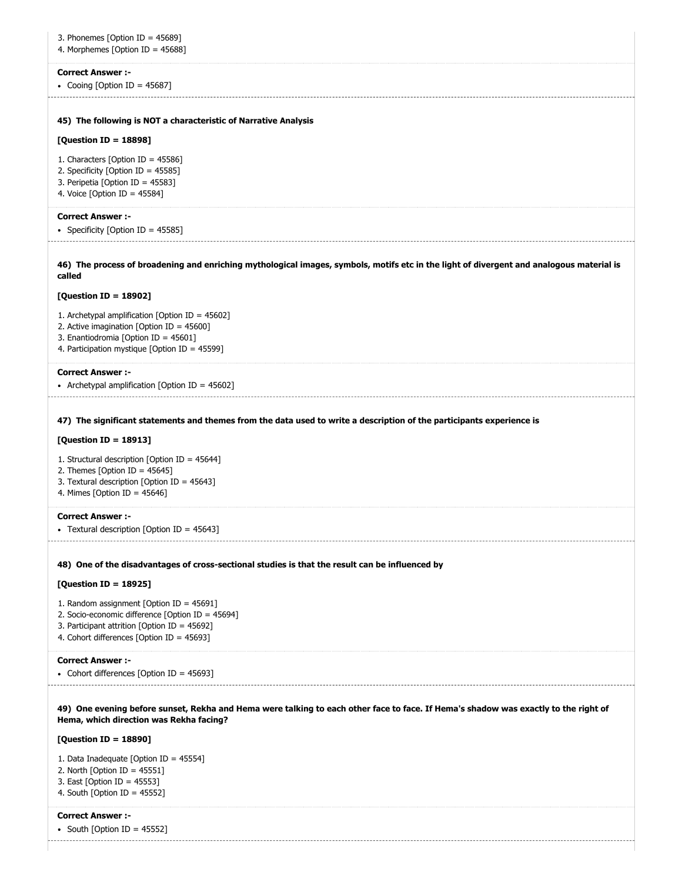3. Phonemes [Option ID = 45689]
4. Morphemes [Option ID = 45688]

**Correct Answer :-**

- Cooing [Option ID = 45687]

**45) The following is NOT a characteristic of Narrative Analysis**

**[Question ID = 18898]**

1. Characters [Option ID = 45586]
2. Specificity [Option ID = 45585]
3. Peripetia [Option ID = 45583]
4. Voice [Option ID = 45584]

**Correct Answer :-**

- Specificity [Option ID = 45585]

**46) The process of broadening and enriching mythological images, symbols, motifs etc in the light of divergent and analogous material is called**

**[Question ID = 18902]**

1. Archetypal amplification [Option ID = 45602]
2. Active imagination [Option ID = 45600]
3. Enantiodromia [Option ID = 45601]
4. Participation mystique [Option ID = 45599]

**Correct Answer :-**

- Archetypal amplification [Option ID = 45602]

**47) The significant statements and themes from the data used to write a description of the participants experience is**

**[Question ID = 18913]**

1. Structural description [Option ID = 45644]
2. Themes [Option ID = 45645]
3. Textural description [Option ID = 45643]
4. Mimes [Option ID = 45646]

**Correct Answer :-**

- Textural description [Option ID = 45643]

**48) One of the disadvantages of cross-sectional studies is that the result can be influenced by**

**[Question ID = 18925]**

1. Random assignment [Option ID = 45691]
2. Socio-economic difference [Option ID = 45694]
3. Participant attrition [Option ID = 45692]
4. Cohort differences [Option ID = 45693]

**Correct Answer :-**

- Cohort differences [Option ID = 45693]

**49) One evening before sunset, Rekha and Hema were talking to each other face to face. If Hema's shadow was exactly to the right of Hema, which direction was Rekha facing?**

**[Question ID = 18890]**

1. Data Inadequate [Option ID = 45554]
2. North [Option ID = 45551]
3. East [Option ID = 45553]
4. South [Option ID = 45552]

**Correct Answer :-**

- South [Option ID = 45552]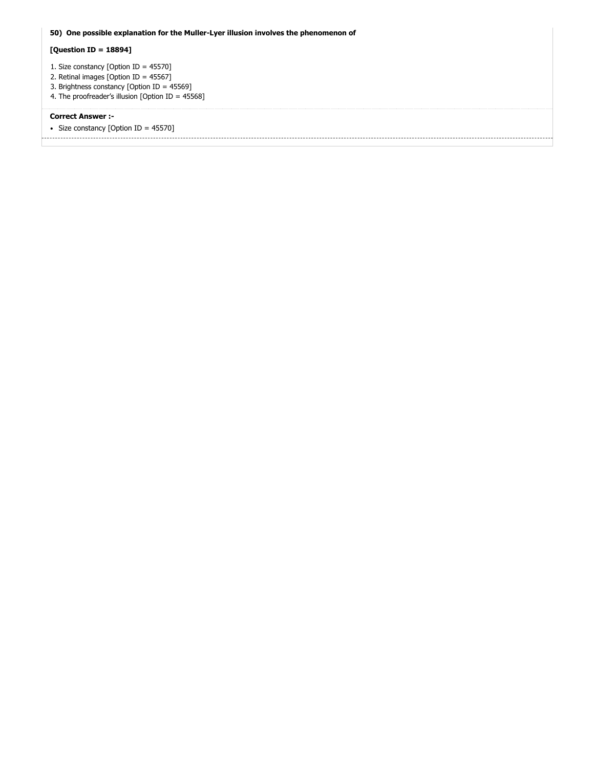**50) One possible explanation for the Muller-Lyer illusion involves the phenomenon of**

**[Question ID = 18894]**

1. Size constancy [Option ID = 45570]
2. Retinal images [Option ID = 45567]
3. Brightness constancy [Option ID = 45569]
4. The proofreader's illusion [Option ID = 45568]

**Correct Answer :-**

- Size constancy [Option ID = 45570]